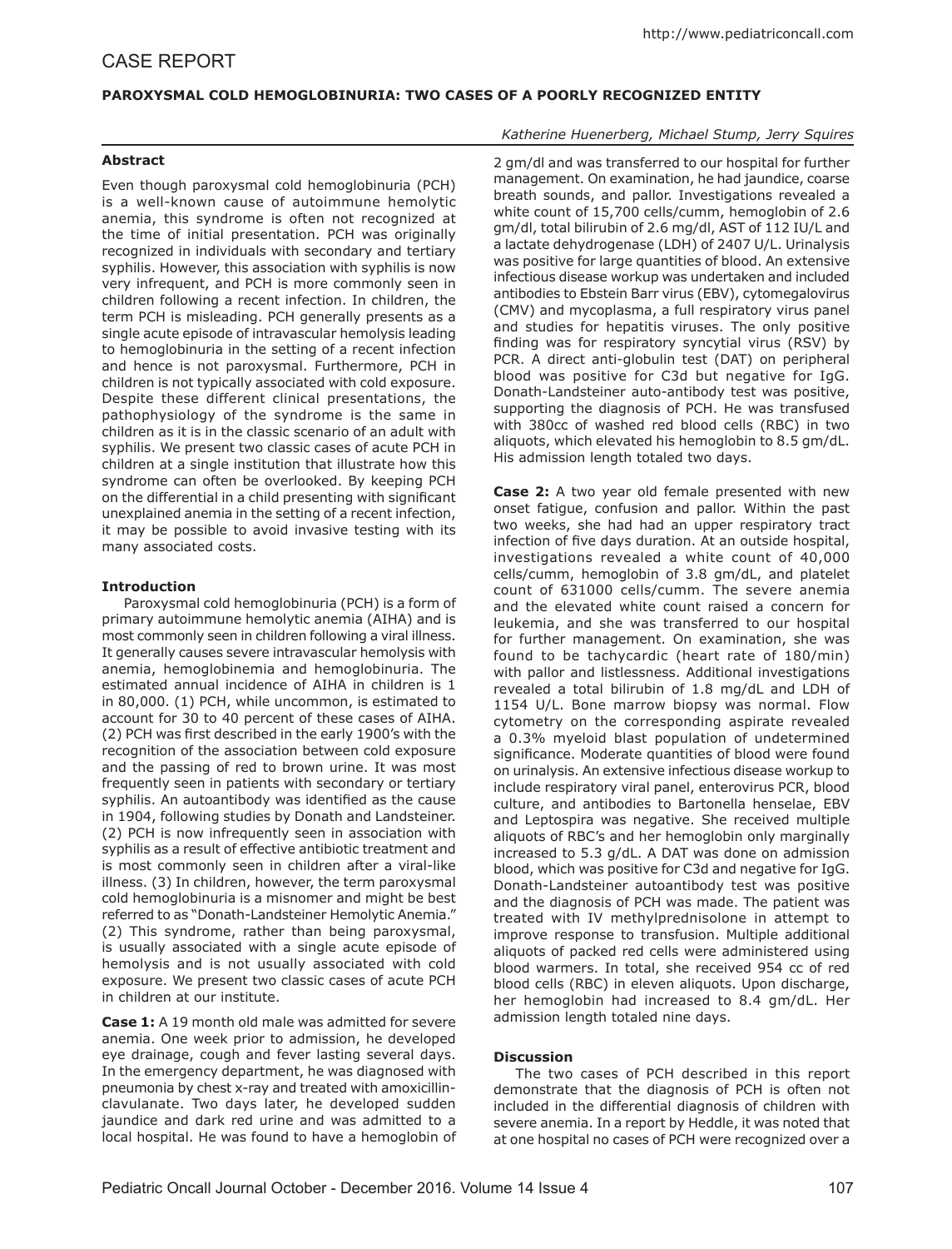# CASE REPORT

## PAROXYSMAL COLD HEMOGLOBINURIA: TWO CASES OF A POORLY RECOGNIZED ENTITY

*Katherine Huenerberg, Michael Stump, Jerry Squires*

### Abstract

Even though paroxysmal cold hemoglobinuria (PCH) is a well-known cause of autoimmune hemolytic anemia, this syndrome is often not recognized at the time of initial presentation. PCH was originally recognized in individuals with secondary and tertiary syphilis. However, this association with syphilis is now very infrequent, and PCH is more commonly seen in children following a recent infection. In children, the term PCH is misleading. PCH generally presents as a single acute episode of intravascular hemolysis leading to hemoglobinuria in the setting of a recent infection and hence is not paroxysmal. Furthermore, PCH in children is not typically associated with cold exposure. Despite these different clinical presentations, the pathophysiology of the syndrome is the same in children as it is in the classic scenario of an adult with syphilis. We present two classic cases of acute PCH in children at a single institution that illustrate how this syndrome can often be overlooked. By keeping PCH on the differential in a child presenting with significant unexplained anemia in the setting of a recent infection, it may be possible to avoid invasive testing with its many associated costs.

### Introduction

Paroxysmal cold hemoglobinuria (PCH) is a form of primary autoimmune hemolytic anemia (AIHA) and is most commonly seen in children following a viral illness. It generally causes severe intravascular hemolysis with anemia, hemoglobinemia and hemoglobinuria. The estimated annual incidence of AIHA in children is 1 in 80,000. (1) PCH, while uncommon, is estimated to account for 30 to 40 percent of these cases of AIHA. (2) PCH was first described in the early 1900's with the recognition of the association between cold exposure and the passing of red to brown urine. It was most frequently seen in patients with secondary or tertiary syphilis. An autoantibody was identified as the cause in 1904, following studies by Donath and Landsteiner. (2) PCH is now infrequently seen in association with syphilis as a result of effective antibiotic treatment and is most commonly seen in children after a viral-like illness. (3) In children, however, the term paroxysmal cold hemoglobinuria is a misnomer and might be best referred to as "Donath-Landsteiner Hemolytic Anemia." (2) This syndrome, rather than being paroxysmal, is usually associated with a single acute episode of hemolysis and is not usually associated with cold exposure. We present two classic cases of acute PCH in children at our institute.

**Case 1:** A 19 month old male was admitted for severe anemia. One week prior to admission, he developed eye drainage, cough and fever lasting several days. In the emergency department, he was diagnosed with pneumonia by chest x-ray and treated with amoxicillin-clavulanate. Two days later, he developed sudden jaundice and dark red urine and was admitted to a local hospital. He was found to have a hemoglobin of 2 gm/dl and was transferred to our hospital for further management. On examination, he had jaundice, coarse breath sounds, and pallor. Investigations revealed a white count of 15,700 cells/cumm, hemoglobin of 2.6 gm/dl, total bilirubin of 2.6 mg/dl, AST of 112 IU/L and a lactate dehydrogenase (LDH) of 2407 U/L. Urinalysis was positive for large quantities of blood. An extensive infectious disease workup was undertaken and included antibodies to Ebstein Barr virus (EBV), cytomegalovirus (CMV) and mycoplasma, a full respiratory virus panel and studies for hepatitis viruses. The only positive finding was for respiratory syncytial virus (RSV) by PCR. A direct anti-globulin test (DAT) on peripheral blood was positive for C3d but negative for IgG. Donath-Landsteiner auto-antibody test was positive, supporting the diagnosis of PCH. He was transfused with 380cc of washed red blood cells (RBC) in two aliquots, which elevated his hemoglobin to 8.5 gm/dL. His admission length totaled two days.

**Case 2:** A two year old female presented with new onset fatigue, confusion and pallor. Within the past two weeks, she had had an upper respiratory tract infection of five days duration. At an outside hospital, investigations revealed a white count of 40,000 cells/cumm, hemoglobin of 3.8 gm/dL, and platelet count of 631000 cells/cumm. The severe anemia and the elevated white count raised a concern for leukemia, and she was transferred to our hospital for further management. On examination, she was found to be tachycardic (heart rate of 180/min) with pallor and listlessness. Additional investigations revealed a total bilirubin of 1.8 mg/dL and LDH of 1154 U/L. Bone marrow biopsy was normal. Flow cytometry on the corresponding aspirate revealed a 0.3% myeloid blast population of undetermined significance. Moderate quantities of blood were found on urinalysis. An extensive infectious disease workup to include respiratory viral panel, enterovirus PCR, blood culture, and antibodies to Bartonella henselae, EBV and Leptospira was negative. She received multiple aliquots of RBC's and her hemoglobin only marginally increased to 5.3 g/dL. A DAT was done on admission blood, which was positive for C3d and negative for IgG. Donath-Landsteiner autoantibody test was positive and the diagnosis of PCH was made. The patient was treated with IV methylprednisolone in attempt to improve response to transfusion. Multiple additional aliquots of packed red cells were administered using blood warmers. In total, she received 954 cc of red blood cells (RBC) in eleven aliquots. Upon discharge, her hemoglobin had increased to 8.4 gm/dL. Her admission length totaled nine days.

### Discussion

The two cases of PCH described in this report demonstrate that the diagnosis of PCH is often not included in the differential diagnosis of children with severe anemia. In a report by Heddle, it was noted that at one hospital no cases of PCH were recognized over a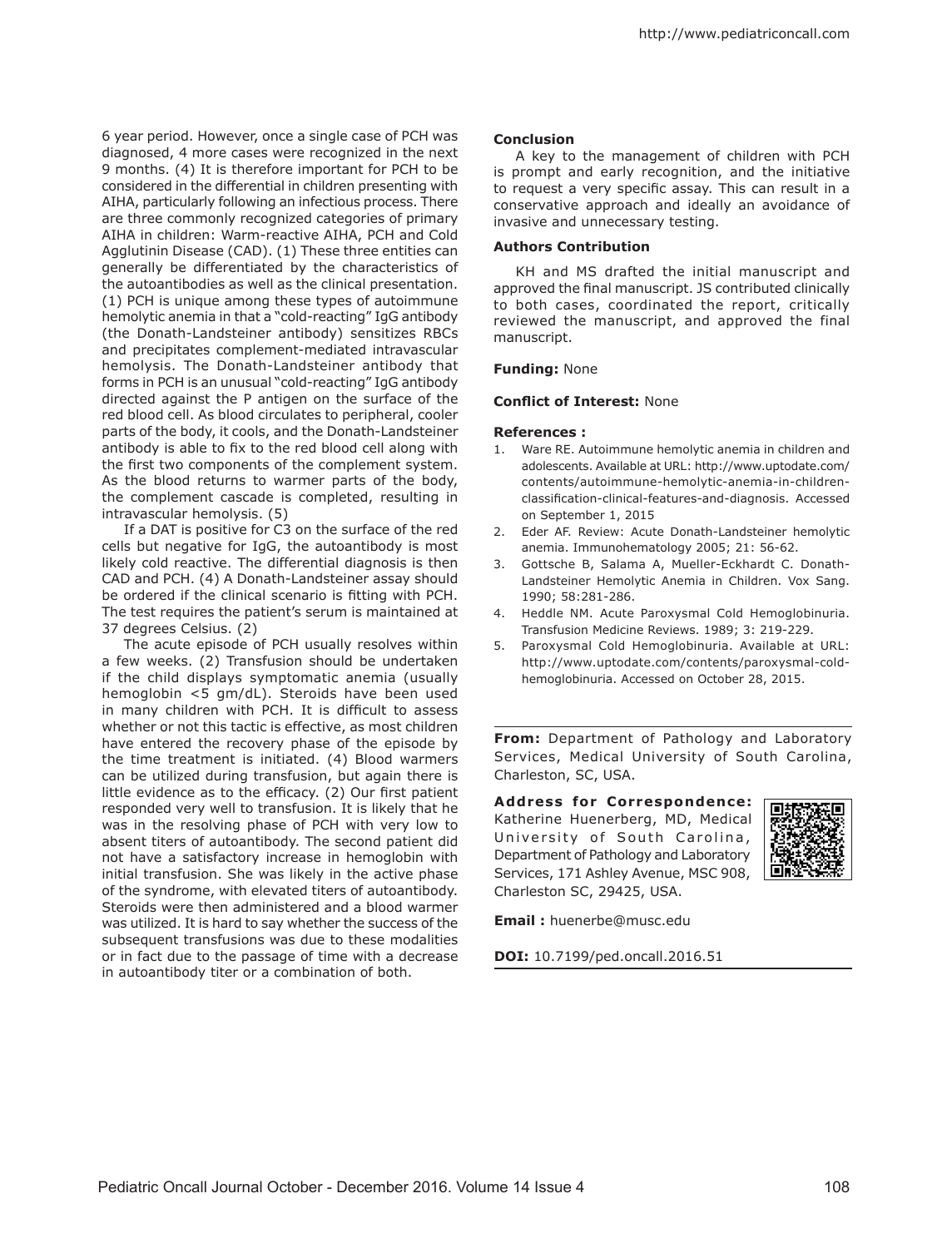6 year period. However, once a single case of PCH was diagnosed, 4 more cases were recognized in the next 9 months. (4) It is therefore important for PCH to be considered in the differential in children presenting with AIHA, particularly following an infectious process. There are three commonly recognized categories of primary AIHA in children: Warm-reactive AIHA, PCH and Cold Agglutinin Disease (CAD). (1) These three entities can generally be differentiated by the characteristics of the autoantibodies as well as the clinical presentation. (1) PCH is unique among these types of autoimmune hemolytic anemia in that a "cold-reacting" IgG antibody (the Donath-Landsteiner antibody) sensitizes RBCs and precipitates complement-mediated intravascular hemolysis. The Donath-Landsteiner antibody that forms in PCH is an unusual "cold-reacting" IgG antibody directed against the P antigen on the surface of the red blood cell. As blood circulates to peripheral, cooler parts of the body, it cools, and the Donath-Landsteiner antibody is able to fix to the red blood cell along with the first two components of the complement system. As the blood returns to warmer parts of the body, the complement cascade is completed, resulting in intravascular hemolysis. (5)

If a DAT is positive for C3 on the surface of the red cells but negative for IgG, the autoantibody is most likely cold reactive. The differential diagnosis is then CAD and PCH. (4) A Donath-Landsteiner assay should be ordered if the clinical scenario is fitting with PCH. The test requires the patient's serum is maintained at 37 degrees Celsius. (2)

The acute episode of PCH usually resolves within a few weeks. (2) Transfusion should be undertaken if the child displays symptomatic anemia (usually hemoglobin <5 gm/dL). Steroids have been used in many children with PCH. It is difficult to assess whether or not this tactic is effective, as most children have entered the recovery phase of the episode by the time treatment is initiated. (4) Blood warmers can be utilized during transfusion, but again there is little evidence as to the efficacy. (2) Our first patient responded very well to transfusion. It is likely that he was in the resolving phase of PCH with very low to absent titers of autoantibody. The second patient did not have a satisfactory increase in hemoglobin with initial transfusion. She was likely in the active phase of the syndrome, with elevated titers of autoantibody. Steroids were then administered and a blood warmer was utilized. It is hard to say whether the success of the subsequent transfusions was due to these modalities or in fact due to the passage of time with a decrease in autoantibody titer or a combination of both.

## Conclusion

A key to the management of children with PCH is prompt and early recognition, and the initiative to request a very specific assay. This can result in a conservative approach and ideally an avoidance of invasive and unnecessary testing.

## Authors Contribution

KH and MS drafted the initial manuscript and approved the final manuscript. JS contributed clinically to both cases, coordinated the report, critically reviewed the manuscript, and approved the final manuscript.

**Funding:** None

**Conflict of Interest:** None

## References :

1. Ware RE. Autoimmune hemolytic anemia in children and adolescents. Available at URL: http://www.uptodate.com/contents/autoimmune-hemolytic-anemia-in-children-classification-clinical-features-and-diagnosis. Accessed on September 1, 2015
2. Eder AF. Review: Acute Donath-Landsteiner hemolytic anemia. Immunohematology 2005; 21: 56-62.
3. Gottsche B, Salama A, Mueller-Eckhardt C. Donath-Landsteiner Hemolytic Anemia in Children. Vox Sang. 1990; 58:281-286.
4. Heddle NM. Acute Paroxysmal Cold Hemoglobinuria. Transfusion Medicine Reviews. 1989; 3: 219-229.
5. Paroxysmal Cold Hemoglobinuria. Available at URL: http://www.uptodate.com/contents/paroxysmal-cold-hemoglobinuria. Accessed on October 28, 2015.

**From:** Department of Pathology and Laboratory Services, Medical University of South Carolina, Charleston, SC, USA.

**Address for Correspondence:** Katherine Huenerberg, MD, Medical University of South Carolina, Department of Pathology and Laboratory Services, 171 Ashley Avenue, MSC 908, Charleston SC, 29425, USA.

**Email :** huenerbe@musc.edu

**DOI:** 10.7199/ped.oncall.2016.51